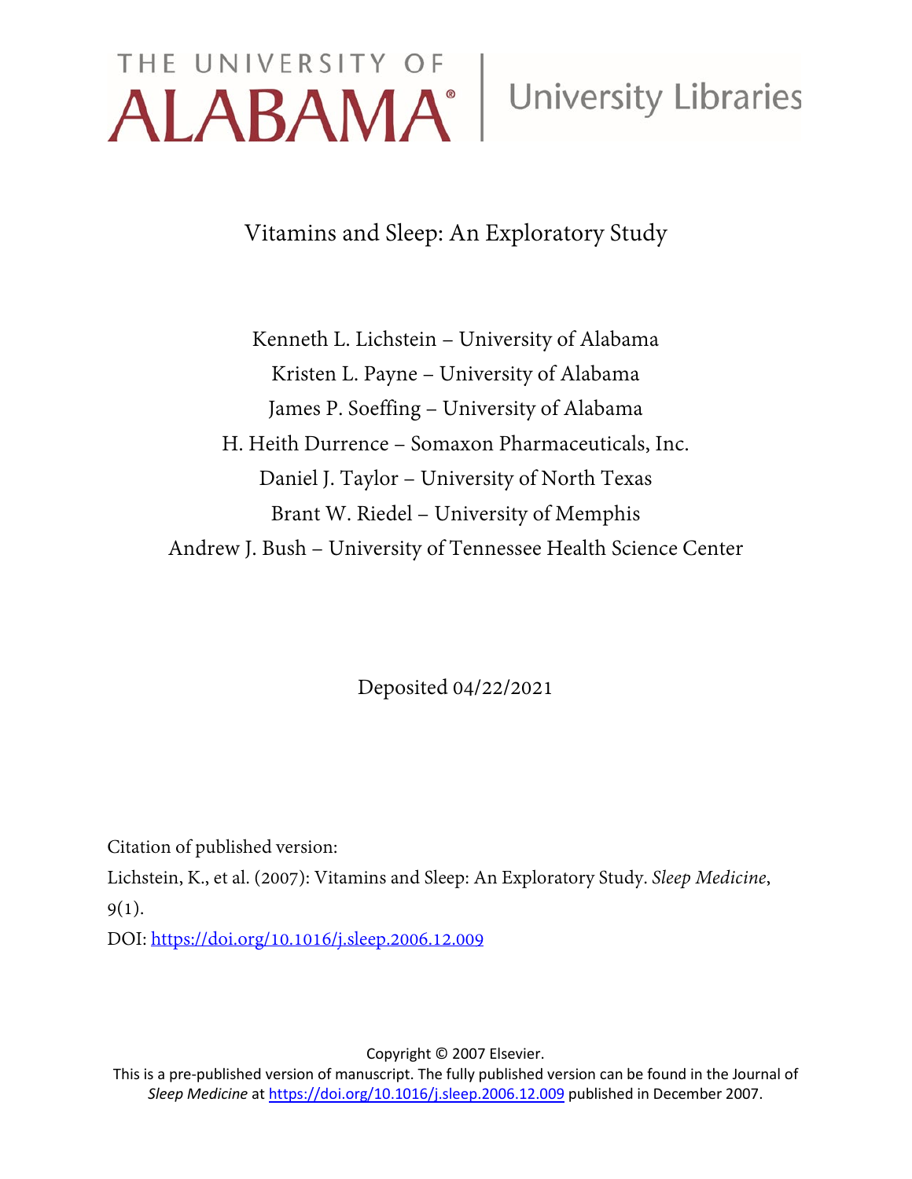THE UNIVERSITY OF ALABAMA® | University Libraries

# Vitamins and Sleep: An Exploratory Study

Kenneth L. Lichstein – University of Alabama
Kristen L. Payne – University of Alabama
James P. Soeffing – University of Alabama
H. Heith Durrence – Somaxon Pharmaceuticals, Inc.
Daniel J. Taylor – University of North Texas
Brant W. Riedel – University of Memphis
Andrew J. Bush – University of Tennessee Health Science Center

Deposited 04/22/2021

Citation of published version:

Lichstein, K., et al. (2007): Vitamins and Sleep: An Exploratory Study. *Sleep Medicine*, 9(1).

DOI: https://doi.org/10.1016/j.sleep.2006.12.009

Copyright © 2007 Elsevier.

This is a pre-published version of manuscript. The fully published version can be found in the Journal of *Sleep Medicine* at https://doi.org/10.1016/j.sleep.2006.12.009 published in December 2007.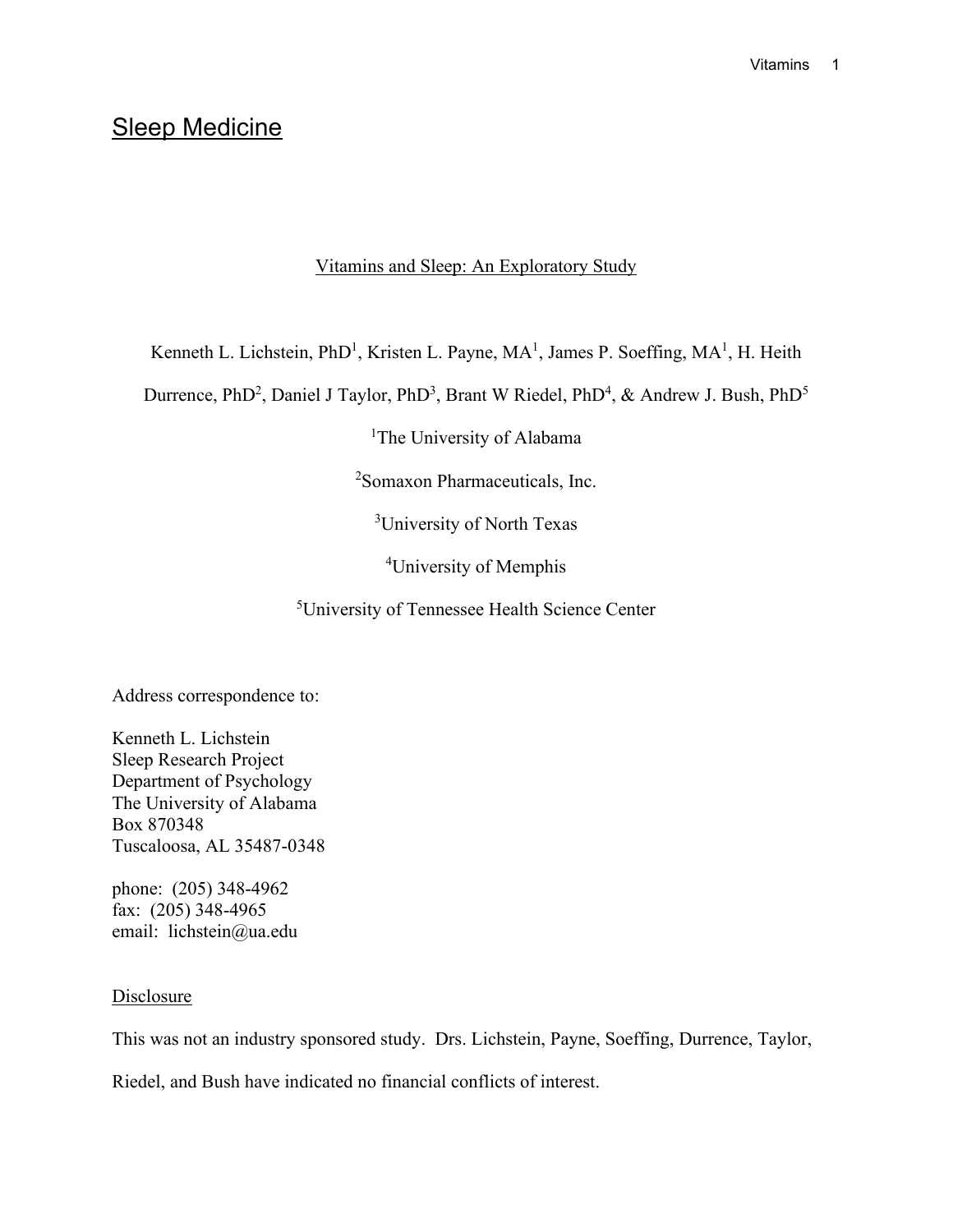Sleep Medicine

# Vitamins and Sleep: An Exploratory Study

Kenneth L. Lichstein, PhD[1], Kristen L. Payne, MA[1], James P. Soeffing, MA[1], H. Heith Durrence, PhD[2], Daniel J Taylor, PhD[3], Brant W Riedel, PhD[4], & Andrew J. Bush, PhD[5]

[1]The University of Alabama

[2]Somaxon Pharmaceuticals, Inc.

[3]University of North Texas

[4]University of Memphis

[5]University of Tennessee Health Science Center

Address correspondence to:

Kenneth L. Lichstein
Sleep Research Project
Department of Psychology
The University of Alabama
Box 870348
Tuscaloosa, AL 35487-0348

phone: (205) 348-4962
fax: (205) 348-4965
email: lichstein@ua.edu

## Disclosure

This was not an industry sponsored study. Drs. Lichstein, Payne, Soeffing, Durrence, Taylor, Riedel, and Bush have indicated no financial conflicts of interest.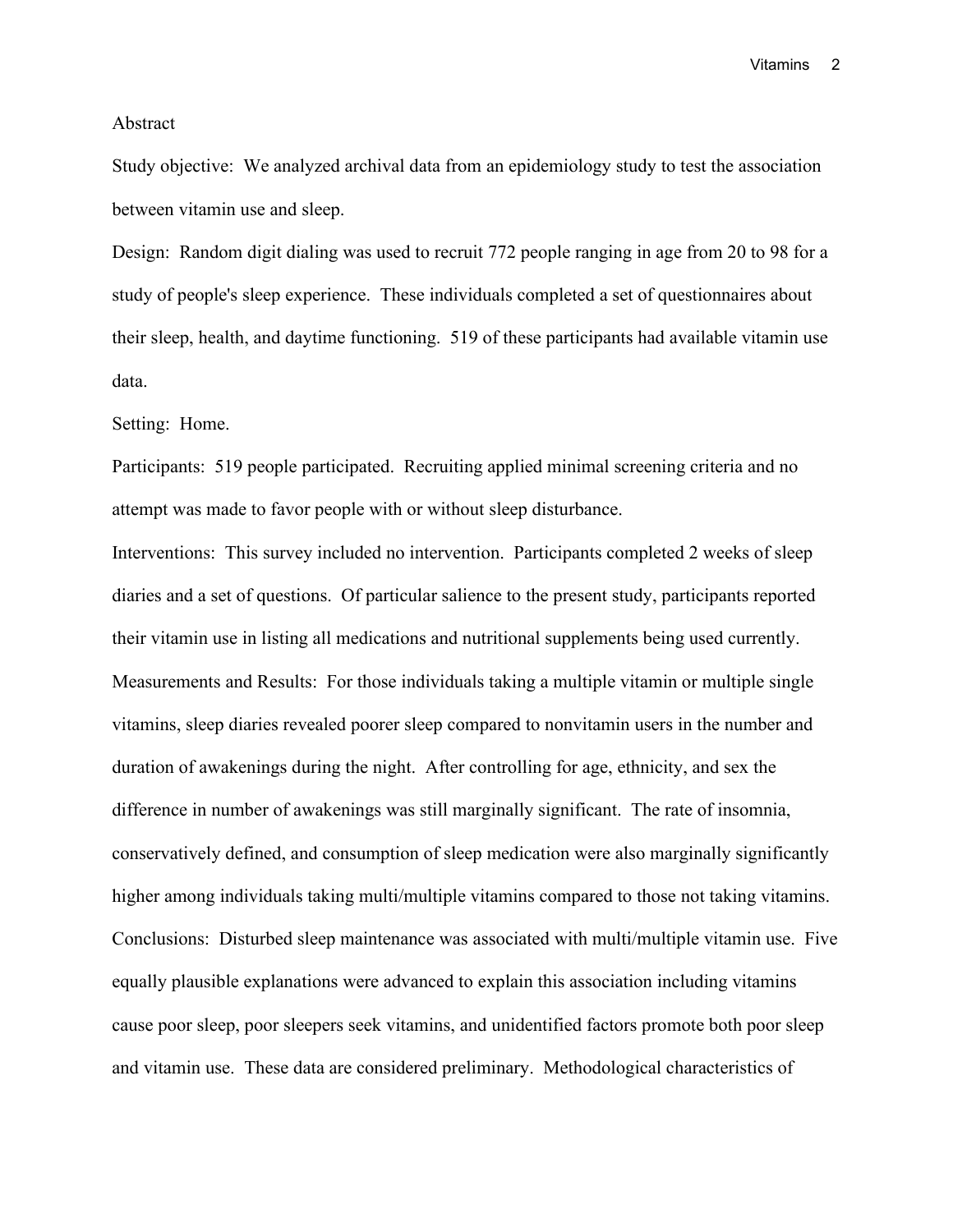## Abstract

Study objective: We analyzed archival data from an epidemiology study to test the association between vitamin use and sleep.

Design: Random digit dialing was used to recruit 772 people ranging in age from 20 to 98 for a study of people's sleep experience. These individuals completed a set of questionnaires about their sleep, health, and daytime functioning. 519 of these participants had available vitamin use data.

Setting: Home.

Participants: 519 people participated. Recruiting applied minimal screening criteria and no attempt was made to favor people with or without sleep disturbance.

Interventions: This survey included no intervention. Participants completed 2 weeks of sleep diaries and a set of questions. Of particular salience to the present study, participants reported their vitamin use in listing all medications and nutritional supplements being used currently.

Measurements and Results: For those individuals taking a multiple vitamin or multiple single vitamins, sleep diaries revealed poorer sleep compared to nonvitamin users in the number and duration of awakenings during the night. After controlling for age, ethnicity, and sex the difference in number of awakenings was still marginally significant. The rate of insomnia, conservatively defined, and consumption of sleep medication were also marginally significantly higher among individuals taking multi/multiple vitamins compared to those not taking vitamins.

Conclusions: Disturbed sleep maintenance was associated with multi/multiple vitamin use. Five equally plausible explanations were advanced to explain this association including vitamins cause poor sleep, poor sleepers seek vitamins, and unidentified factors promote both poor sleep and vitamin use. These data are considered preliminary. Methodological characteristics of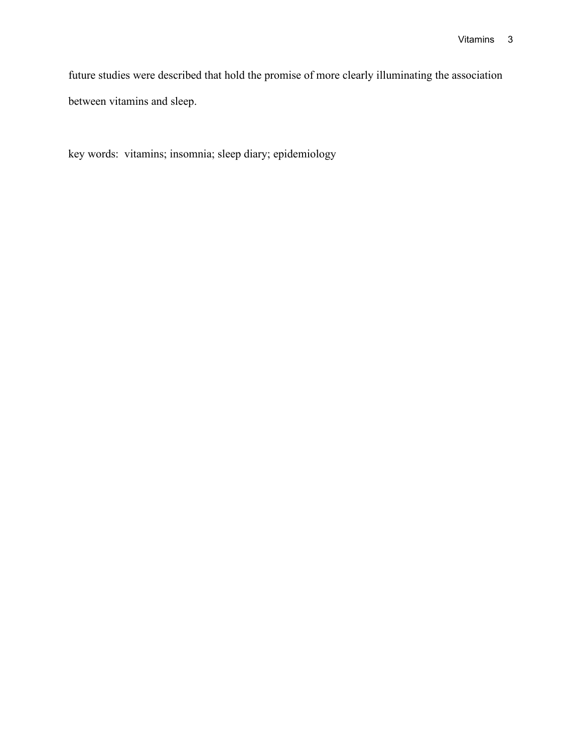future studies were described that hold the promise of more clearly illuminating the association between vitamins and sleep.

key words:  vitamins; insomnia; sleep diary; epidemiology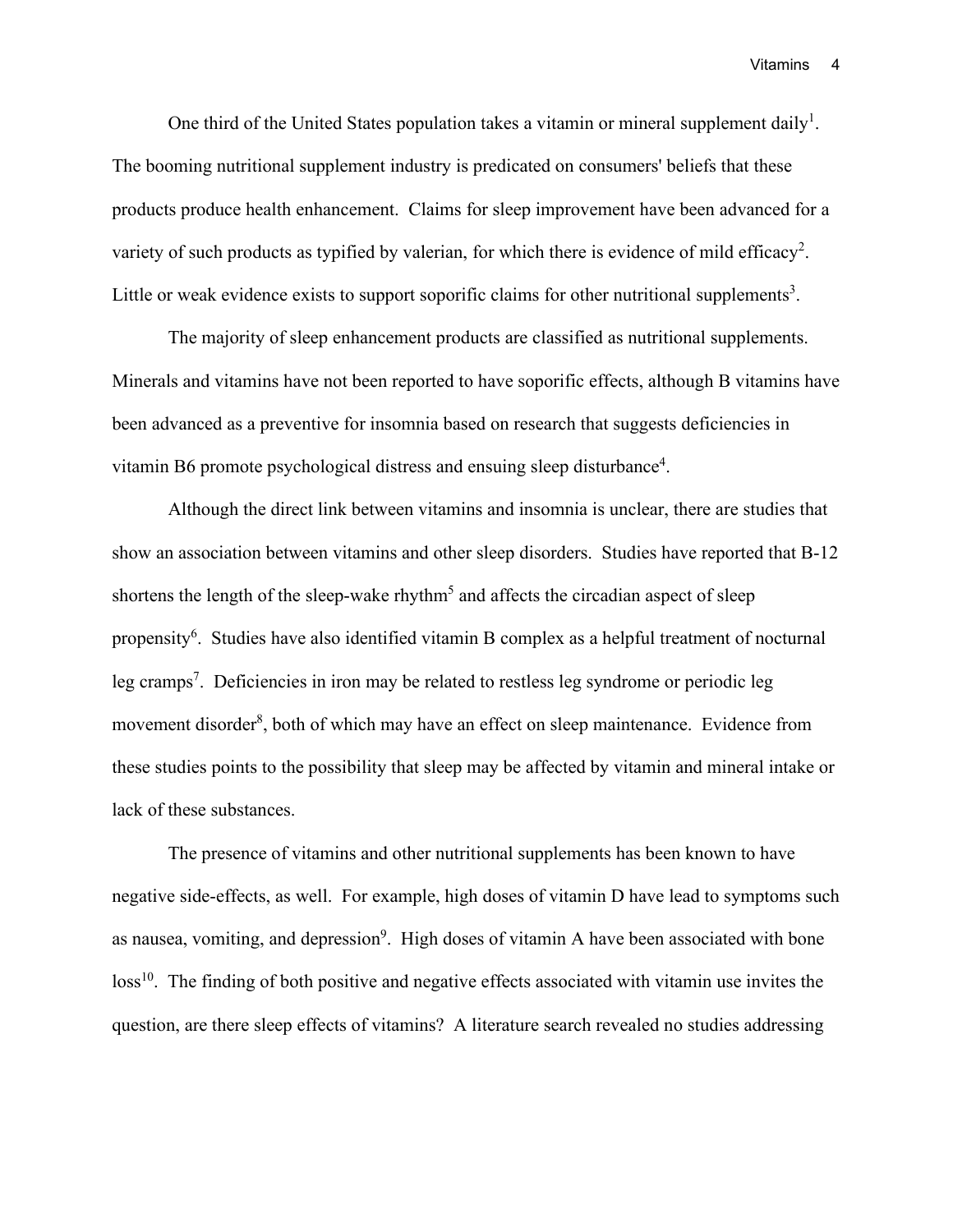One third of the United States population takes a vitamin or mineral supplement daily[1]. The booming nutritional supplement industry is predicated on consumers' beliefs that these products produce health enhancement. Claims for sleep improvement have been advanced for a variety of such products as typified by valerian, for which there is evidence of mild efficacy[2]. Little or weak evidence exists to support soporific claims for other nutritional supplements[3].

The majority of sleep enhancement products are classified as nutritional supplements. Minerals and vitamins have not been reported to have soporific effects, although B vitamins have been advanced as a preventive for insomnia based on research that suggests deficiencies in vitamin B6 promote psychological distress and ensuing sleep disturbance[4].

Although the direct link between vitamins and insomnia is unclear, there are studies that show an association between vitamins and other sleep disorders. Studies have reported that B-12 shortens the length of the sleep-wake rhythm[5] and affects the circadian aspect of sleep propensity[6]. Studies have also identified vitamin B complex as a helpful treatment of nocturnal leg cramps[7]. Deficiencies in iron may be related to restless leg syndrome or periodic leg movement disorder[8], both of which may have an effect on sleep maintenance. Evidence from these studies points to the possibility that sleep may be affected by vitamin and mineral intake or lack of these substances.

The presence of vitamins and other nutritional supplements has been known to have negative side-effects, as well. For example, high doses of vitamin D have lead to symptoms such as nausea, vomiting, and depression[9]. High doses of vitamin A have been associated with bone loss[10]. The finding of both positive and negative effects associated with vitamin use invites the question, are there sleep effects of vitamins? A literature search revealed no studies addressing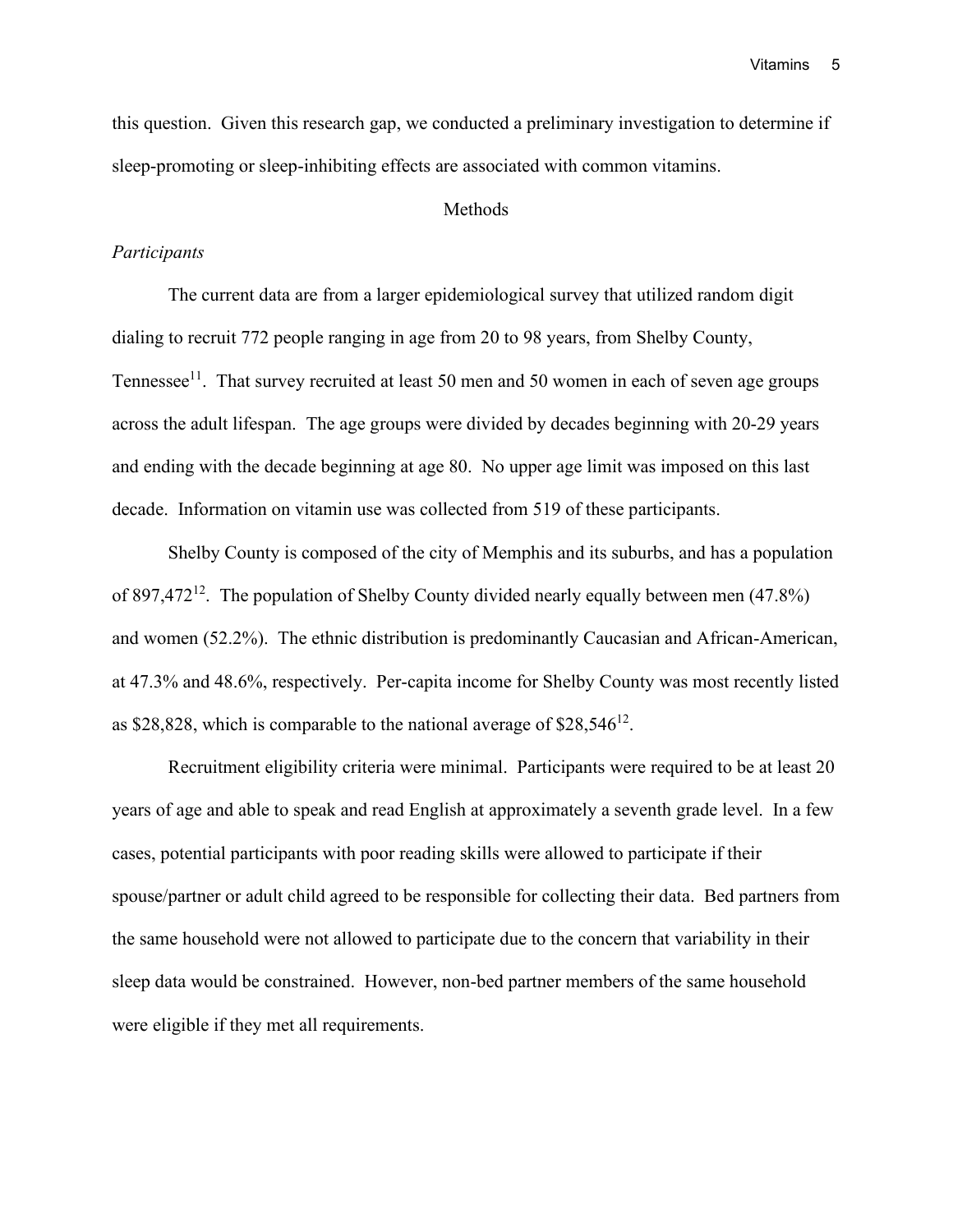this question. Given this research gap, we conducted a preliminary investigation to determine if sleep-promoting or sleep-inhibiting effects are associated with common vitamins.

## Methods

### *Participants*

The current data are from a larger epidemiological survey that utilized random digit dialing to recruit 772 people ranging in age from 20 to 98 years, from Shelby County, Tennessee[11]. That survey recruited at least 50 men and 50 women in each of seven age groups across the adult lifespan. The age groups were divided by decades beginning with 20-29 years and ending with the decade beginning at age 80. No upper age limit was imposed on this last decade. Information on vitamin use was collected from 519 of these participants.

Shelby County is composed of the city of Memphis and its suburbs, and has a population of 897,472[12]. The population of Shelby County divided nearly equally between men (47.8%) and women (52.2%). The ethnic distribution is predominantly Caucasian and African-American, at 47.3% and 48.6%, respectively. Per-capita income for Shelby County was most recently listed as $28,828, which is comparable to the national average of $28,546[12].

Recruitment eligibility criteria were minimal. Participants were required to be at least 20 years of age and able to speak and read English at approximately a seventh grade level. In a few cases, potential participants with poor reading skills were allowed to participate if their spouse/partner or adult child agreed to be responsible for collecting their data. Bed partners from the same household were not allowed to participate due to the concern that variability in their sleep data would be constrained. However, non-bed partner members of the same household were eligible if they met all requirements.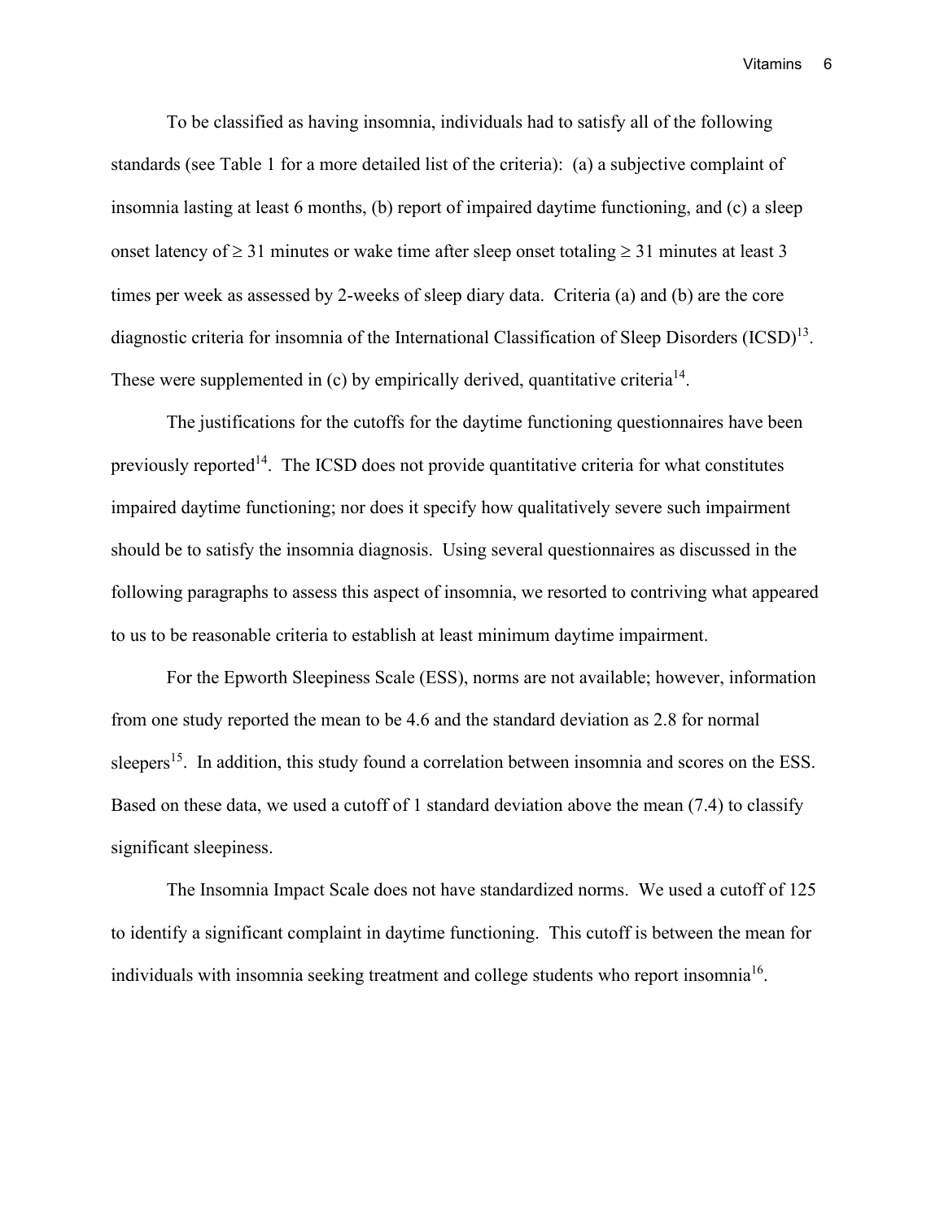To be classified as having insomnia, individuals had to satisfy all of the following standards (see Table 1 for a more detailed list of the criteria): (a) a subjective complaint of insomnia lasting at least 6 months, (b) report of impaired daytime functioning, and (c) a sleep onset latency of $\geq$ 31 minutes or wake time after sleep onset totaling $\geq$ 31 minutes at least 3 times per week as assessed by 2-weeks of sleep diary data. Criteria (a) and (b) are the core diagnostic criteria for insomnia of the International Classification of Sleep Disorders (ICSD)[13]. These were supplemented in (c) by empirically derived, quantitative criteria[14].

The justifications for the cutoffs for the daytime functioning questionnaires have been previously reported[14]. The ICSD does not provide quantitative criteria for what constitutes impaired daytime functioning; nor does it specify how qualitatively severe such impairment should be to satisfy the insomnia diagnosis. Using several questionnaires as discussed in the following paragraphs to assess this aspect of insomnia, we resorted to contriving what appeared to us to be reasonable criteria to establish at least minimum daytime impairment.

For the Epworth Sleepiness Scale (ESS), norms are not available; however, information from one study reported the mean to be 4.6 and the standard deviation as 2.8 for normal sleepers[15]. In addition, this study found a correlation between insomnia and scores on the ESS. Based on these data, we used a cutoff of 1 standard deviation above the mean (7.4) to classify significant sleepiness.

The Insomnia Impact Scale does not have standardized norms. We used a cutoff of 125 to identify a significant complaint in daytime functioning. This cutoff is between the mean for individuals with insomnia seeking treatment and college students who report insomnia[16].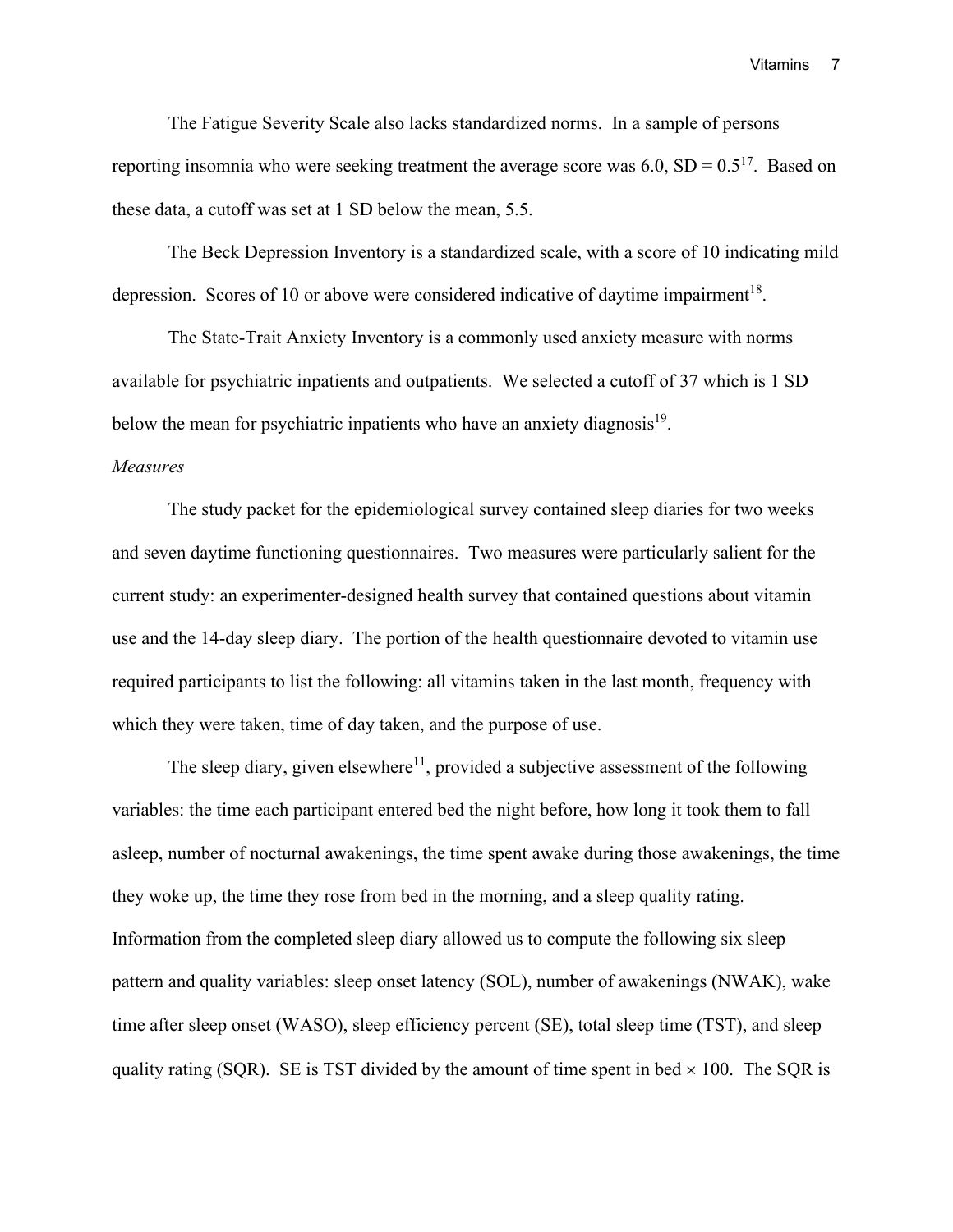The Fatigue Severity Scale also lacks standardized norms. In a sample of persons reporting insomnia who were seeking treatment the average score was 6.0, SD = 0.5[17]. Based on these data, a cutoff was set at 1 SD below the mean, 5.5.

The Beck Depression Inventory is a standardized scale, with a score of 10 indicating mild depression. Scores of 10 or above were considered indicative of daytime impairment[18].

The State-Trait Anxiety Inventory is a commonly used anxiety measure with norms available for psychiatric inpatients and outpatients. We selected a cutoff of 37 which is 1 SD below the mean for psychiatric inpatients who have an anxiety diagnosis[19].

*Measures*

The study packet for the epidemiological survey contained sleep diaries for two weeks and seven daytime functioning questionnaires. Two measures were particularly salient for the current study: an experimenter-designed health survey that contained questions about vitamin use and the 14-day sleep diary. The portion of the health questionnaire devoted to vitamin use required participants to list the following: all vitamins taken in the last month, frequency with which they were taken, time of day taken, and the purpose of use.

The sleep diary, given elsewhere[11], provided a subjective assessment of the following variables: the time each participant entered bed the night before, how long it took them to fall asleep, number of nocturnal awakenings, the time spent awake during those awakenings, the time they woke up, the time they rose from bed in the morning, and a sleep quality rating. Information from the completed sleep diary allowed us to compute the following six sleep pattern and quality variables: sleep onset latency (SOL), number of awakenings (NWAK), wake time after sleep onset (WASO), sleep efficiency percent (SE), total sleep time (TST), and sleep quality rating (SQR). SE is TST divided by the amount of time spent in bed $\times$ 100. The SQR is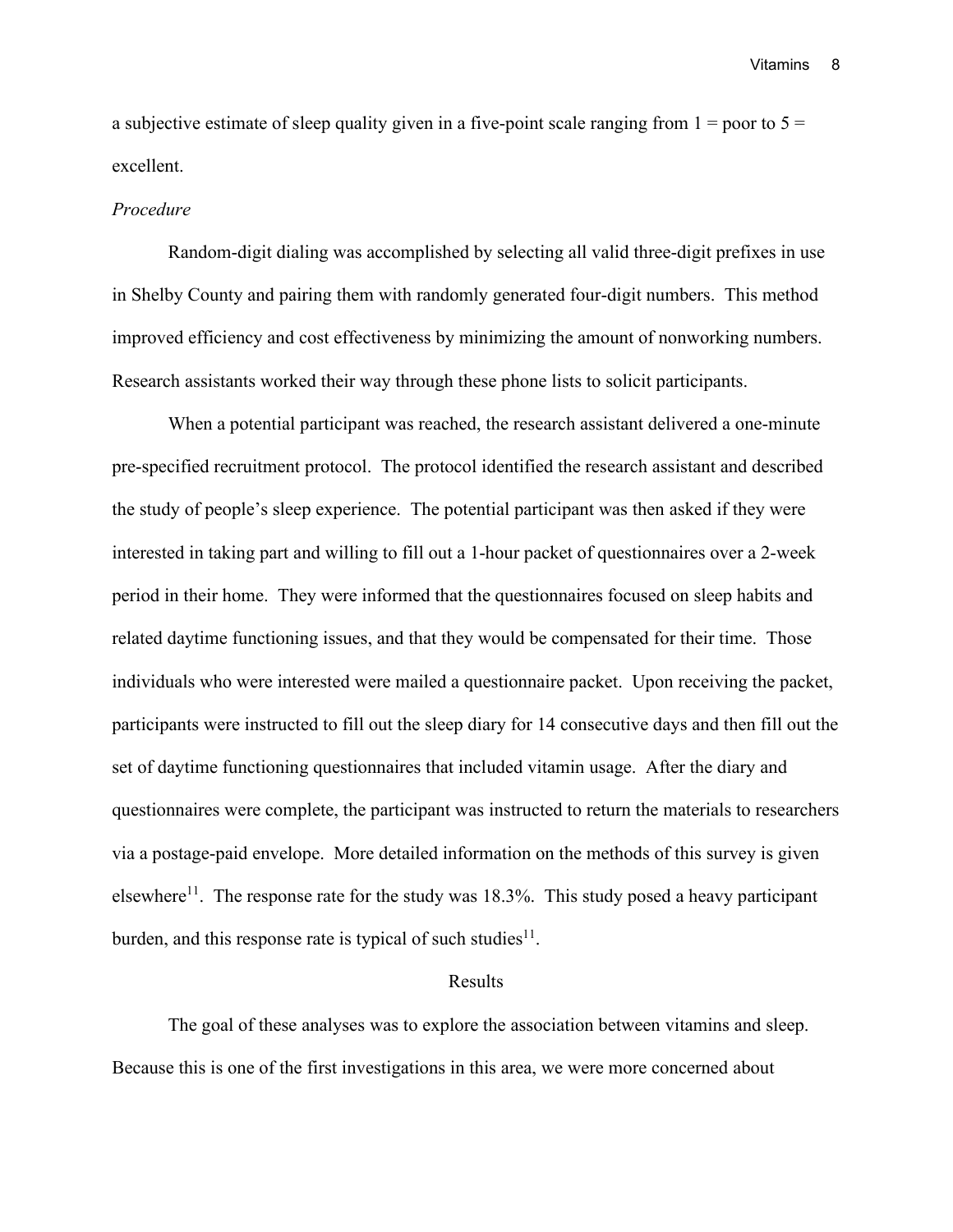a subjective estimate of sleep quality given in a five-point scale ranging from 1 = poor to 5 = excellent.

*Procedure*

Random-digit dialing was accomplished by selecting all valid three-digit prefixes in use in Shelby County and pairing them with randomly generated four-digit numbers. This method improved efficiency and cost effectiveness by minimizing the amount of nonworking numbers. Research assistants worked their way through these phone lists to solicit participants.

When a potential participant was reached, the research assistant delivered a one-minute pre-specified recruitment protocol. The protocol identified the research assistant and described the study of people's sleep experience. The potential participant was then asked if they were interested in taking part and willing to fill out a 1-hour packet of questionnaires over a 2-week period in their home. They were informed that the questionnaires focused on sleep habits and related daytime functioning issues, and that they would be compensated for their time. Those individuals who were interested were mailed a questionnaire packet. Upon receiving the packet, participants were instructed to fill out the sleep diary for 14 consecutive days and then fill out the set of daytime functioning questionnaires that included vitamin usage. After the diary and questionnaires were complete, the participant was instructed to return the materials to researchers via a postage-paid envelope. More detailed information on the methods of this survey is given elsewhere[11]. The response rate for the study was 18.3%. This study posed a heavy participant burden, and this response rate is typical of such studies[11].

## Results

The goal of these analyses was to explore the association between vitamins and sleep. Because this is one of the first investigations in this area, we were more concerned about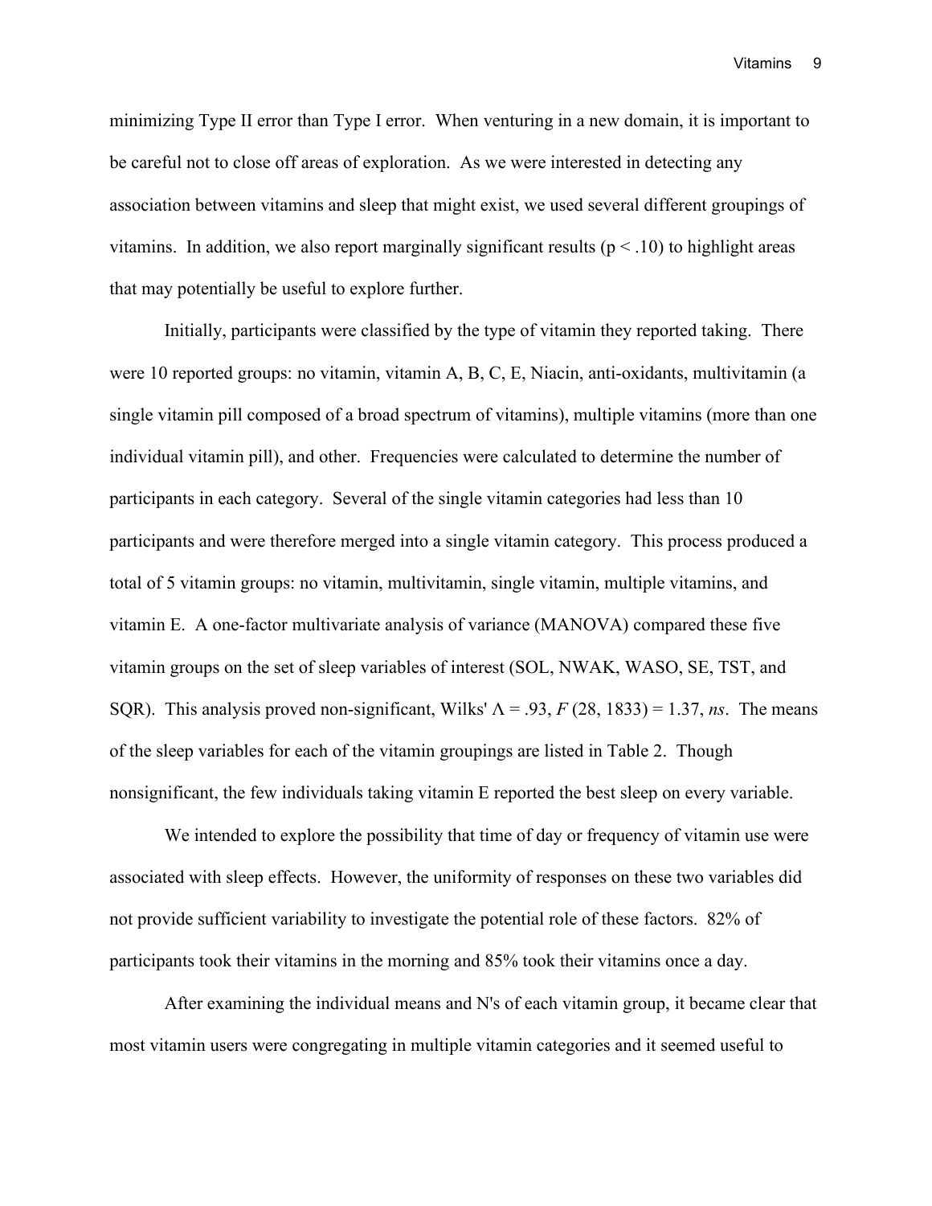minimizing Type II error than Type I error. When venturing in a new domain, it is important to be careful not to close off areas of exploration. As we were interested in detecting any association between vitamins and sleep that might exist, we used several different groupings of vitamins. In addition, we also report marginally significant results ($p < .10$) to highlight areas that may potentially be useful to explore further.

Initially, participants were classified by the type of vitamin they reported taking. There were 10 reported groups: no vitamin, vitamin A, B, C, E, Niacin, anti-oxidants, multivitamin (a single vitamin pill composed of a broad spectrum of vitamins), multiple vitamins (more than one individual vitamin pill), and other. Frequencies were calculated to determine the number of participants in each category. Several of the single vitamin categories had less than 10 participants and were therefore merged into a single vitamin category. This process produced a total of 5 vitamin groups: no vitamin, multivitamin, single vitamin, multiple vitamins, and vitamin E. A one-factor multivariate analysis of variance (MANOVA) compared these five vitamin groups on the set of sleep variables of interest (SOL, NWAK, WASO, SE, TST, and SQR). This analysis proved non-significant, Wilks' $\Lambda = .93$, $F\,(28, 1833) = 1.37$, *ns*. The means of the sleep variables for each of the vitamin groupings are listed in Table 2. Though nonsignificant, the few individuals taking vitamin E reported the best sleep on every variable.

We intended to explore the possibility that time of day or frequency of vitamin use were associated with sleep effects. However, the uniformity of responses on these two variables did not provide sufficient variability to investigate the potential role of these factors. 82% of participants took their vitamins in the morning and 85% took their vitamins once a day.

After examining the individual means and N's of each vitamin group, it became clear that most vitamin users were congregating in multiple vitamin categories and it seemed useful to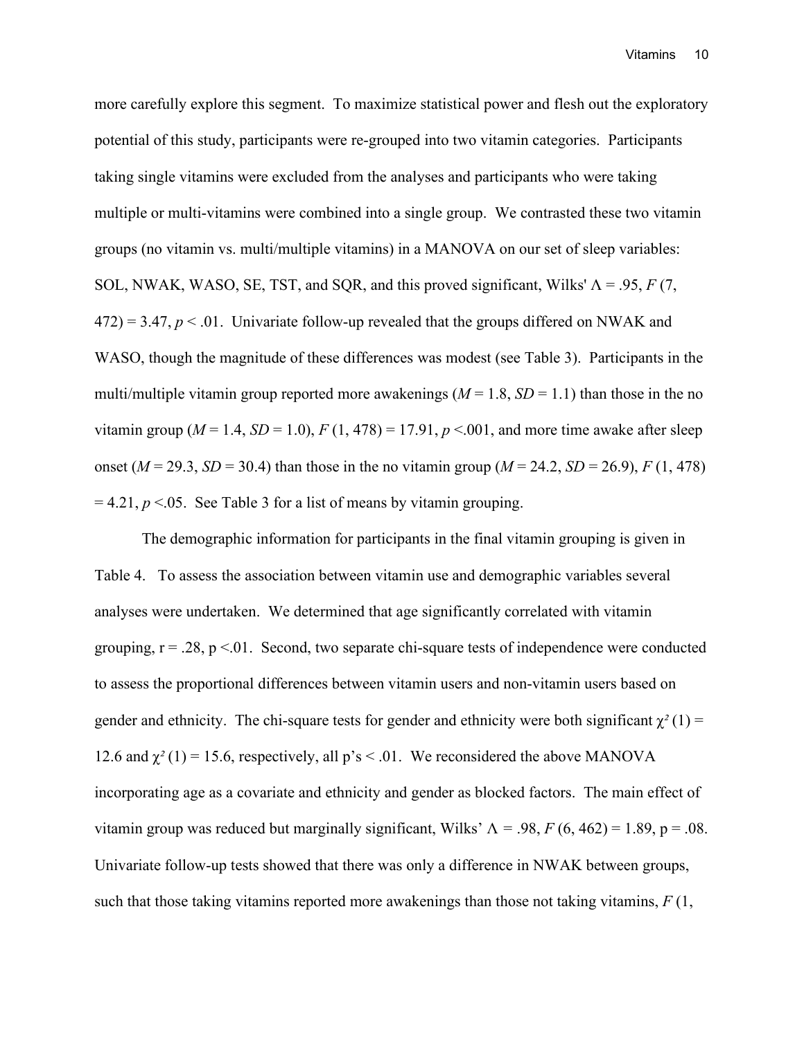more carefully explore this segment. To maximize statistical power and flesh out the exploratory potential of this study, participants were re-grouped into two vitamin categories. Participants taking single vitamins were excluded from the analyses and participants who were taking multiple or multi-vitamins were combined into a single group. We contrasted these two vitamin groups (no vitamin vs. multi/multiple vitamins) in a MANOVA on our set of sleep variables: SOL, NWAK, WASO, SE, TST, and SQR, and this proved significant, Wilks' $\Lambda = .95$, $F(7, 472) = 3.47$, $p < .01$. Univariate follow-up revealed that the groups differed on NWAK and WASO, though the magnitude of these differences was modest (see Table 3). Participants in the multi/multiple vitamin group reported more awakenings ($M = 1.8$, $SD = 1.1$) than those in the no vitamin group ($M = 1.4$, $SD = 1.0$), $F(1, 478) = 17.91$, $p < .001$, and more time awake after sleep onset ($M = 29.3$, $SD = 30.4$) than those in the no vitamin group ($M = 24.2$, $SD = 26.9$), $F(1, 478) = 4.21$, $p < .05$. See Table 3 for a list of means by vitamin grouping.

The demographic information for participants in the final vitamin grouping is given in Table 4. To assess the association between vitamin use and demographic variables several analyses were undertaken. We determined that age significantly correlated with vitamin grouping, $r = .28$, $p < .01$. Second, two separate chi-square tests of independence were conducted to assess the proportional differences between vitamin users and non-vitamin users based on gender and ethnicity. The chi-square tests for gender and ethnicity were both significant $\chi^2(1) = 12.6$ and $\chi^2(1) = 15.6$, respectively, all p's $< .01$. We reconsidered the above MANOVA incorporating age as a covariate and ethnicity and gender as blocked factors. The main effect of vitamin group was reduced but marginally significant, Wilks' $\Lambda = .98$, $F(6, 462) = 1.89$, $p = .08$. Univariate follow-up tests showed that there was only a difference in NWAK between groups, such that those taking vitamins reported more awakenings than those not taking vitamins, $F$ (1,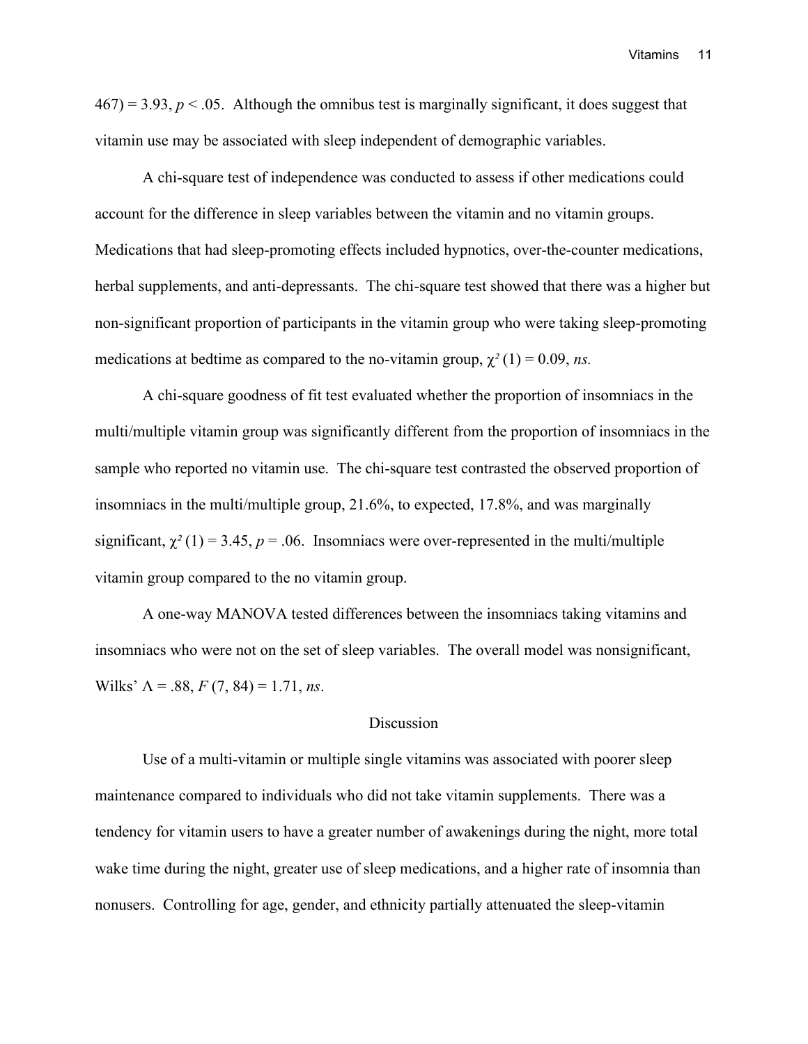467) = 3.93, $p < .05$. Although the omnibus test is marginally significant, it does suggest that vitamin use may be associated with sleep independent of demographic variables.

A chi-square test of independence was conducted to assess if other medications could account for the difference in sleep variables between the vitamin and no vitamin groups. Medications that had sleep-promoting effects included hypnotics, over-the-counter medications, herbal supplements, and anti-depressants. The chi-square test showed that there was a higher but non-significant proportion of participants in the vitamin group who were taking sleep-promoting medications at bedtime as compared to the no-vitamin group, $\chi^2(1) = 0.09$, *ns.*

A chi-square goodness of fit test evaluated whether the proportion of insomniacs in the multi/multiple vitamin group was significantly different from the proportion of insomniacs in the sample who reported no vitamin use. The chi-square test contrasted the observed proportion of insomniacs in the multi/multiple group, 21.6%, to expected, 17.8%, and was marginally significant, $\chi^2(1) = 3.45$, $p = .06$. Insomniacs were over-represented in the multi/multiple vitamin group compared to the no vitamin group.

A one-way MANOVA tested differences between the insomniacs taking vitamins and insomniacs who were not on the set of sleep variables. The overall model was nonsignificant, Wilks' $\Lambda = .88$, $F(7, 84) = 1.71$, *ns*.

## Discussion

Use of a multi-vitamin or multiple single vitamins was associated with poorer sleep maintenance compared to individuals who did not take vitamin supplements. There was a tendency for vitamin users to have a greater number of awakenings during the night, more total wake time during the night, greater use of sleep medications, and a higher rate of insomnia than nonusers. Controlling for age, gender, and ethnicity partially attenuated the sleep-vitamin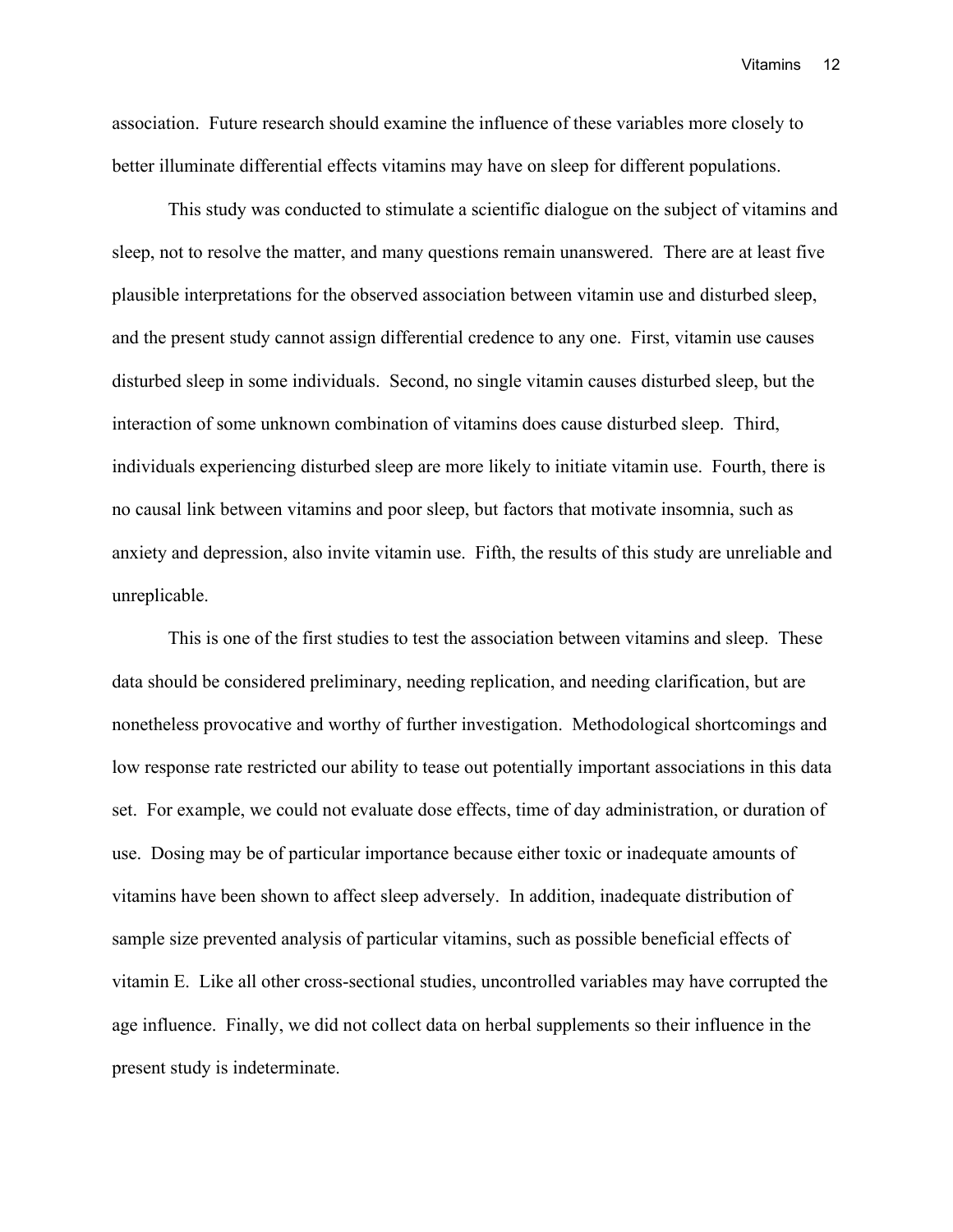association. Future research should examine the influence of these variables more closely to better illuminate differential effects vitamins may have on sleep for different populations.

This study was conducted to stimulate a scientific dialogue on the subject of vitamins and sleep, not to resolve the matter, and many questions remain unanswered. There are at least five plausible interpretations for the observed association between vitamin use and disturbed sleep, and the present study cannot assign differential credence to any one. First, vitamin use causes disturbed sleep in some individuals. Second, no single vitamin causes disturbed sleep, but the interaction of some unknown combination of vitamins does cause disturbed sleep. Third, individuals experiencing disturbed sleep are more likely to initiate vitamin use. Fourth, there is no causal link between vitamins and poor sleep, but factors that motivate insomnia, such as anxiety and depression, also invite vitamin use. Fifth, the results of this study are unreliable and unreplicable.

This is one of the first studies to test the association between vitamins and sleep. These data should be considered preliminary, needing replication, and needing clarification, but are nonetheless provocative and worthy of further investigation. Methodological shortcomings and low response rate restricted our ability to tease out potentially important associations in this data set. For example, we could not evaluate dose effects, time of day administration, or duration of use. Dosing may be of particular importance because either toxic or inadequate amounts of vitamins have been shown to affect sleep adversely. In addition, inadequate distribution of sample size prevented analysis of particular vitamins, such as possible beneficial effects of vitamin E. Like all other cross-sectional studies, uncontrolled variables may have corrupted the age influence. Finally, we did not collect data on herbal supplements so their influence in the present study is indeterminate.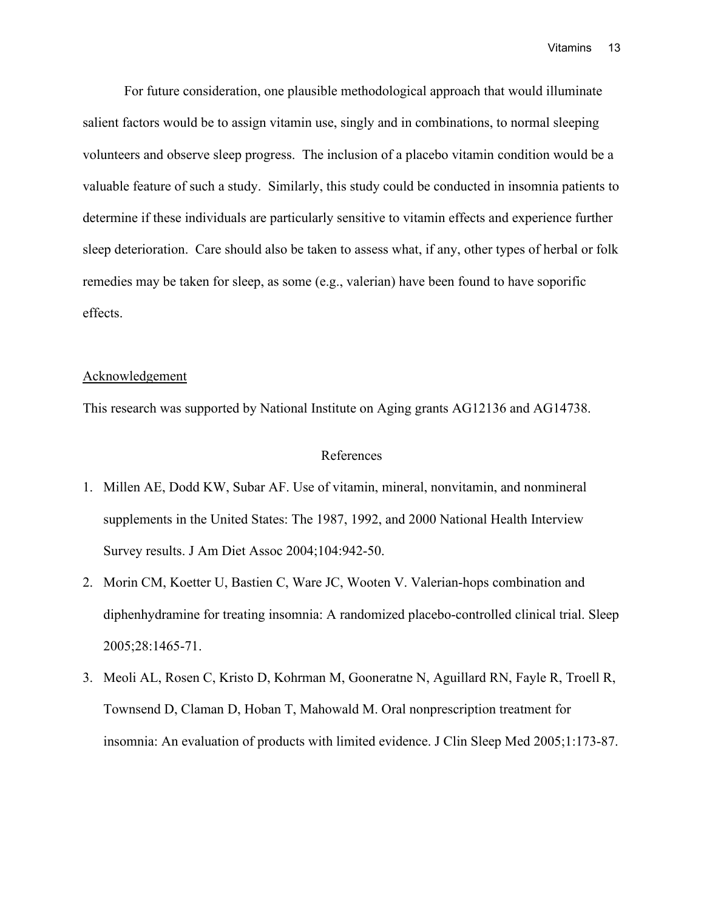For future consideration, one plausible methodological approach that would illuminate salient factors would be to assign vitamin use, singly and in combinations, to normal sleeping volunteers and observe sleep progress. The inclusion of a placebo vitamin condition would be a valuable feature of such a study. Similarly, this study could be conducted in insomnia patients to determine if these individuals are particularly sensitive to vitamin effects and experience further sleep deterioration. Care should also be taken to assess what, if any, other types of herbal or folk remedies may be taken for sleep, as some (e.g., valerian) have been found to have soporific effects.

## Acknowledgement

This research was supported by National Institute on Aging grants AG12136 and AG14738.

## References

1. Millen AE, Dodd KW, Subar AF. Use of vitamin, mineral, nonvitamin, and nonmineral supplements in the United States: The 1987, 1992, and 2000 National Health Interview Survey results. J Am Diet Assoc 2004;104:942-50.
2. Morin CM, Koetter U, Bastien C, Ware JC, Wooten V. Valerian-hops combination and diphenhydramine for treating insomnia: A randomized placebo-controlled clinical trial. Sleep 2005;28:1465-71.
3. Meoli AL, Rosen C, Kristo D, Kohrman M, Gooneratne N, Aguillard RN, Fayle R, Troell R, Townsend D, Claman D, Hoban T, Mahowald M. Oral nonprescription treatment for insomnia: An evaluation of products with limited evidence. J Clin Sleep Med 2005;1:173-87.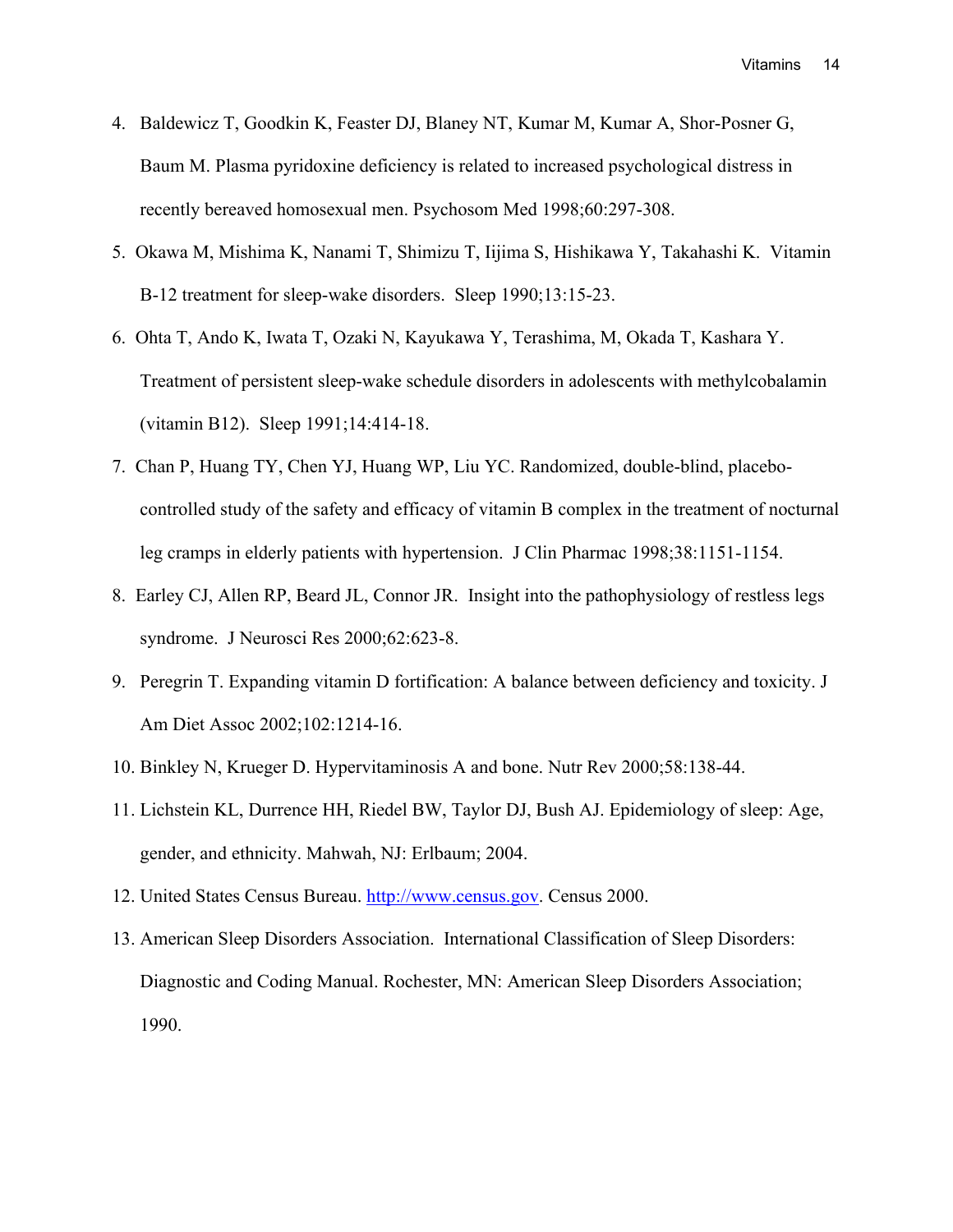4. Baldewicz T, Goodkin K, Feaster DJ, Blaney NT, Kumar M, Kumar A, Shor-Posner G, Baum M. Plasma pyridoxine deficiency is related to increased psychological distress in recently bereaved homosexual men. Psychosom Med 1998;60:297-308.
5. Okawa M, Mishima K, Nanami T, Shimizu T, Iijima S, Hishikawa Y, Takahashi K. Vitamin B-12 treatment for sleep-wake disorders. Sleep 1990;13:15-23.
6. Ohta T, Ando K, Iwata T, Ozaki N, Kayukawa Y, Terashima, M, Okada T, Kashara Y. Treatment of persistent sleep-wake schedule disorders in adolescents with methylcobalamin (vitamin B12). Sleep 1991;14:414-18.
7. Chan P, Huang TY, Chen YJ, Huang WP, Liu YC. Randomized, double-blind, placebo-controlled study of the safety and efficacy of vitamin B complex in the treatment of nocturnal leg cramps in elderly patients with hypertension. J Clin Pharmac 1998;38:1151-1154.
8. Earley CJ, Allen RP, Beard JL, Connor JR. Insight into the pathophysiology of restless legs syndrome. J Neurosci Res 2000;62:623-8.
9. Peregrin T. Expanding vitamin D fortification: A balance between deficiency and toxicity. J Am Diet Assoc 2002;102:1214-16.
10. Binkley N, Krueger D. Hypervitaminosis A and bone. Nutr Rev 2000;58:138-44.
11. Lichstein KL, Durrence HH, Riedel BW, Taylor DJ, Bush AJ. Epidemiology of sleep: Age, gender, and ethnicity. Mahwah, NJ: Erlbaum; 2004.
12. United States Census Bureau. http://www.census.gov. Census 2000.
13. American Sleep Disorders Association. International Classification of Sleep Disorders: Diagnostic and Coding Manual. Rochester, MN: American Sleep Disorders Association; 1990.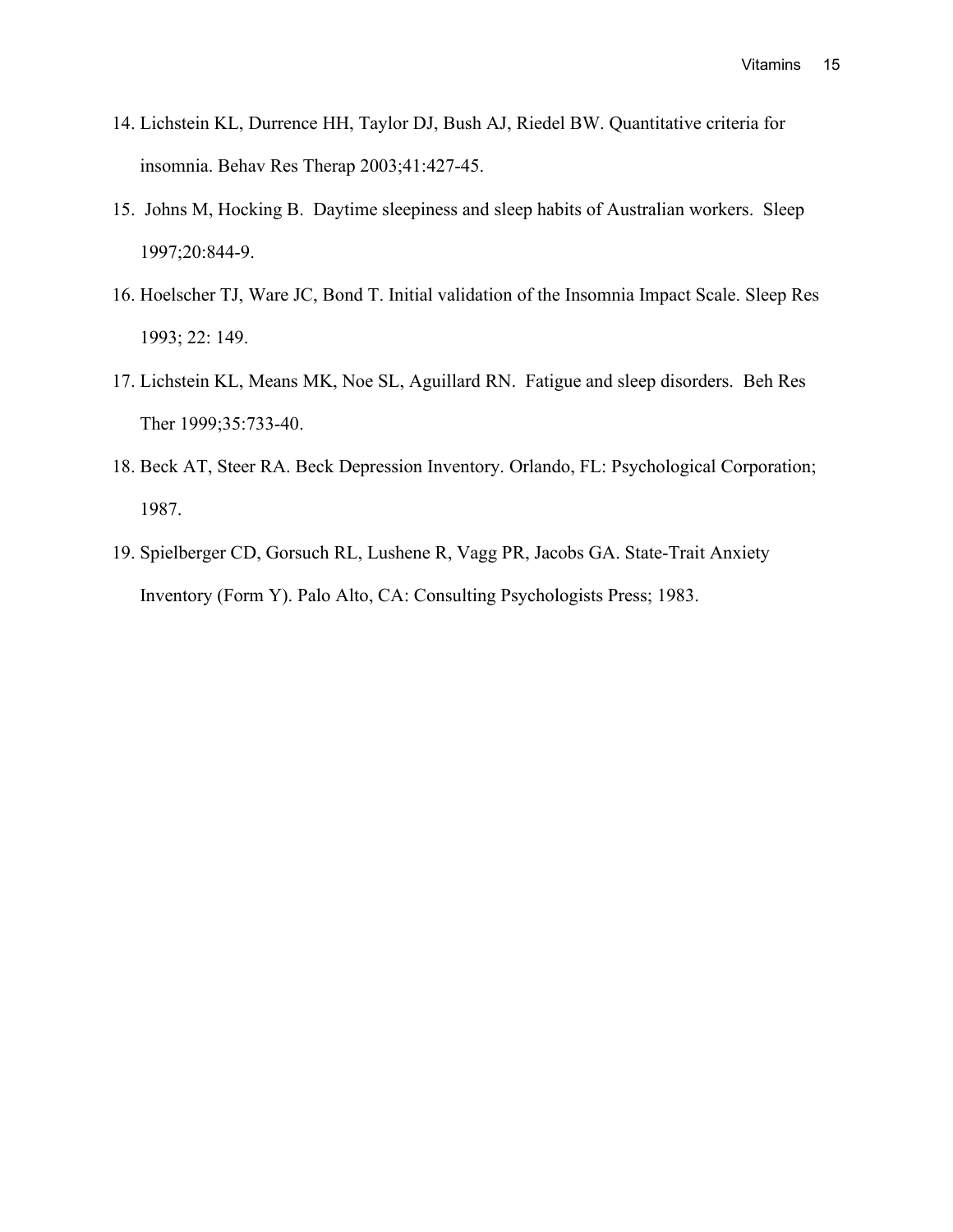14. Lichstein KL, Durrence HH, Taylor DJ, Bush AJ, Riedel BW. Quantitative criteria for insomnia. Behav Res Therap 2003;41:427-45.
15. Johns M, Hocking B. Daytime sleepiness and sleep habits of Australian workers. Sleep 1997;20:844-9.
16. Hoelscher TJ, Ware JC, Bond T. Initial validation of the Insomnia Impact Scale. Sleep Res 1993; 22: 149.
17. Lichstein KL, Means MK, Noe SL, Aguillard RN. Fatigue and sleep disorders. Beh Res Ther 1999;35:733-40.
18. Beck AT, Steer RA. Beck Depression Inventory. Orlando, FL: Psychological Corporation; 1987.
19. Spielberger CD, Gorsuch RL, Lushene R, Vagg PR, Jacobs GA. State-Trait Anxiety Inventory (Form Y). Palo Alto, CA: Consulting Psychologists Press; 1983.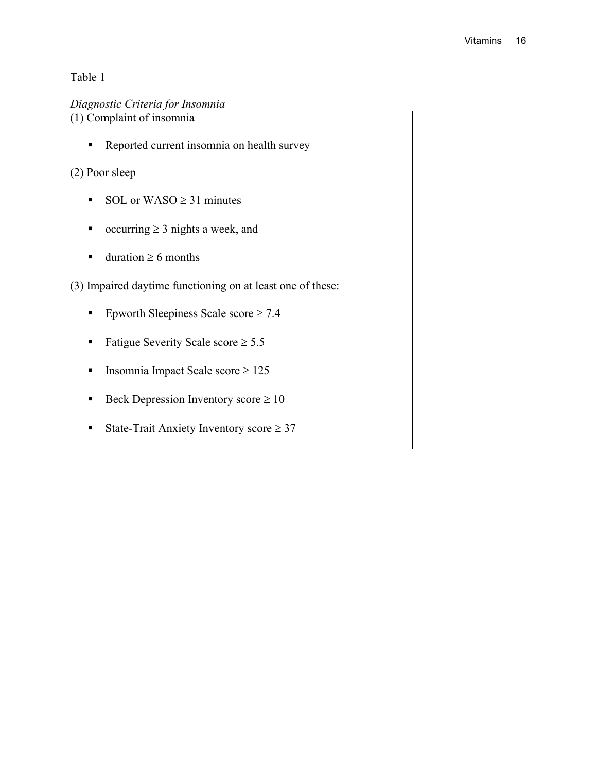Table 1

*Diagnostic Criteria for Insomnia*

| (1) Complaint of insomnia |
| --- |
| ▪ Reported current insomnia on health survey |
| **(2) Poor sleep** |
| ▪ SOL or WASO ≥ 31 minutes |
| ▪ occurring ≥ 3 nights a week, and |
| ▪ duration ≥ 6 months |
| **(3) Impaired daytime functioning on at least one of these:** |
| ▪ Epworth Sleepiness Scale score ≥ 7.4 |
| ▪ Fatigue Severity Scale score ≥ 5.5 |
| ▪ Insomnia Impact Scale score ≥ 125 |
| ▪ Beck Depression Inventory score ≥ 10 |
| ▪ State-Trait Anxiety Inventory score ≥ 37 |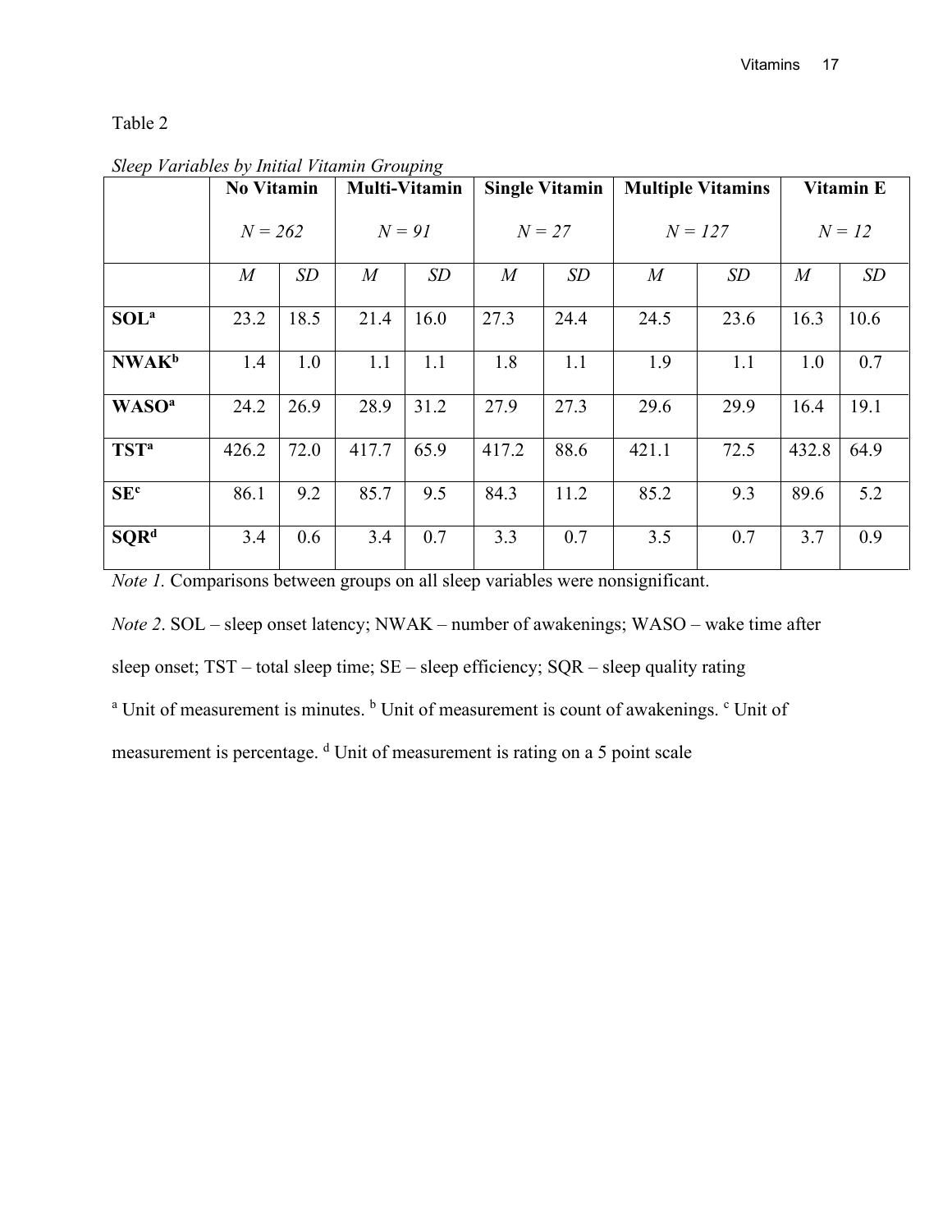Table 2

*Sleep Variables by Initial Vitamin Grouping*

| | **No Vitamin** *N = 262* | | **Multi-Vitamin** *N = 91* | | **Single Vitamin** *N = 27* | | **Multiple Vitamins** *N = 127* | | **Vitamin E** *N = 12* | |
|---|---|---|---|---|---|---|---|---|---|---|
| | *M* | *SD* | *M* | *SD* | *M* | *SD* | *M* | *SD* | *M* | *SD* |
| **SOL**[a] | 23.2 | 18.5 | 21.4 | 16.0 | 27.3 | 24.4 | 24.5 | 23.6 | 16.3 | 10.6 |
| **NWAK**[b] | 1.4 | 1.0 | 1.1 | 1.1 | 1.8 | 1.1 | 1.9 | 1.1 | 1.0 | 0.7 |
| **WASO**[a] | 24.2 | 26.9 | 28.9 | 31.2 | 27.9 | 27.3 | 29.6 | 29.9 | 16.4 | 19.1 |
| **TST**[a] | 426.2 | 72.0 | 417.7 | 65.9 | 417.2 | 88.6 | 421.1 | 72.5 | 432.8 | 64.9 |
| **SE**[c] | 86.1 | 9.2 | 85.7 | 9.5 | 84.3 | 11.2 | 85.2 | 9.3 | 89.6 | 5.2 |
| **SQR**[d] | 3.4 | 0.6 | 3.4 | 0.7 | 3.3 | 0.7 | 3.5 | 0.7 | 3.7 | 0.9 |

*Note 1.* Comparisons between groups on all sleep variables were nonsignificant.

*Note 2*. SOL – sleep onset latency; NWAK – number of awakenings; WASO – wake time after sleep onset; TST – total sleep time; SE – sleep efficiency; SQR – sleep quality rating

[a] Unit of measurement is minutes. [b] Unit of measurement is count of awakenings. [c] Unit of measurement is percentage. [d] Unit of measurement is rating on a 5 point scale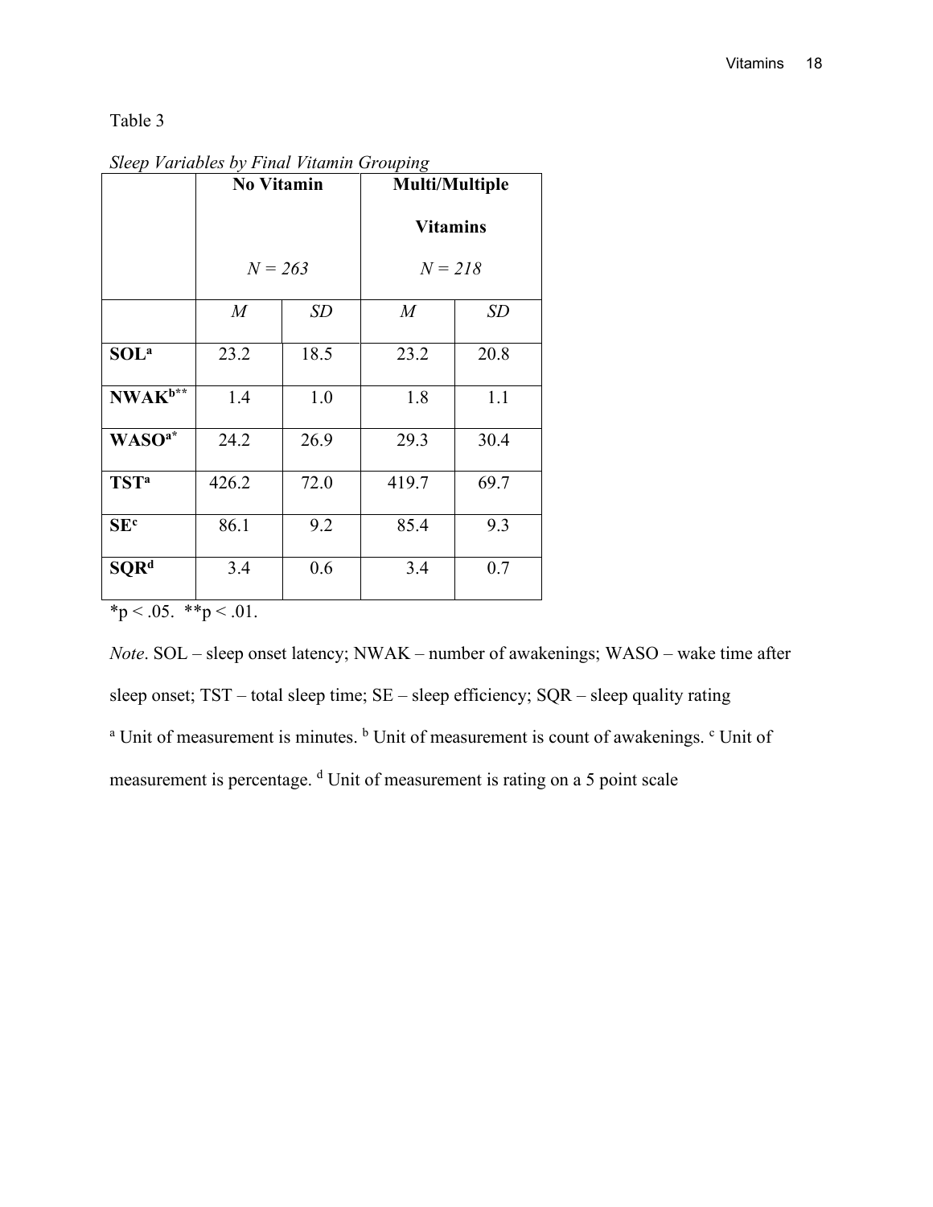Table 3

*Sleep Variables by Final Vitamin Grouping*

| | No Vitamin $N = 263$ | | Multi/Multiple Vitamins $N = 218$ | |
|---|---|---|---|---|
| | *M* | *SD* | *M* | *SD* |
| **SOL**[a] | 23.2 | 18.5 | 23.2 | 20.8 |
| **NWAK**[b]** | 1.4 | 1.0 | 1.8 | 1.1 |
| **WASO**[a]* | 24.2 | 26.9 | 29.3 | 30.4 |
| **TST**[a] | 426.2 | 72.0 | 419.7 | 69.7 |
| **SE**[c] | 86.1 | 9.2 | 85.4 | 9.3 |
| **SQR**[d] | 3.4 | 0.6 | 3.4 | 0.7 |

*p < .05. **p < .01.

*Note*. SOL – sleep onset latency; NWAK – number of awakenings; WASO – wake time after sleep onset; TST – total sleep time; SE – sleep efficiency; SQR – sleep quality rating

[a] Unit of measurement is minutes. [b] Unit of measurement is count of awakenings. [c] Unit of measurement is percentage. [d] Unit of measurement is rating on a 5 point scale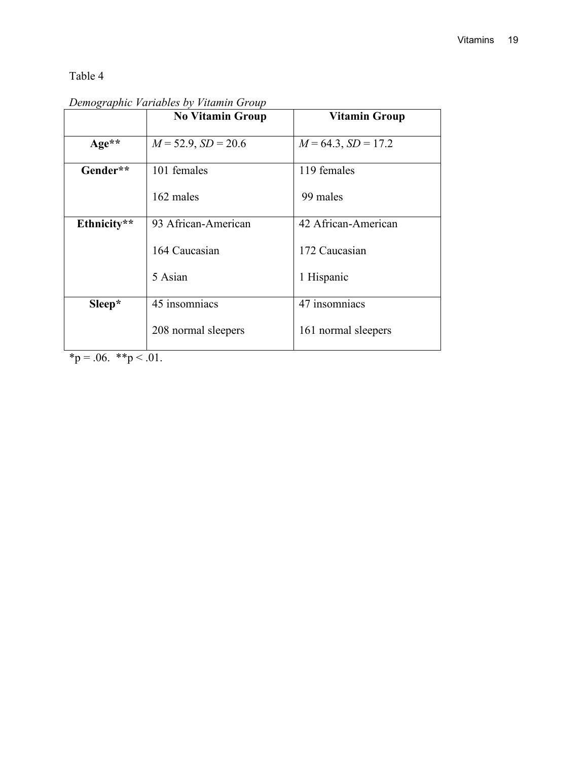Table 4

*Demographic Variables by Vitamin Group*

| | No Vitamin Group | Vitamin Group |
|---|---|---|
| **Age**** | *M* = 52.9, *SD* = 20.6 | *M* = 64.3, *SD* = 17.2 |
| **Gender**** | 101 females<br><br>162 males | 119 females<br><br>99 males |
| **Ethnicity**** | 93 African-American<br><br>164 Caucasian<br><br>5 Asian | 42 African-American<br><br>172 Caucasian<br><br>1 Hispanic |
| **Sleep*** | 45 insomniacs<br><br>208 normal sleepers | 47 insomniacs<br><br>161 normal sleepers |

*$p = .06$. **$p < .01$.